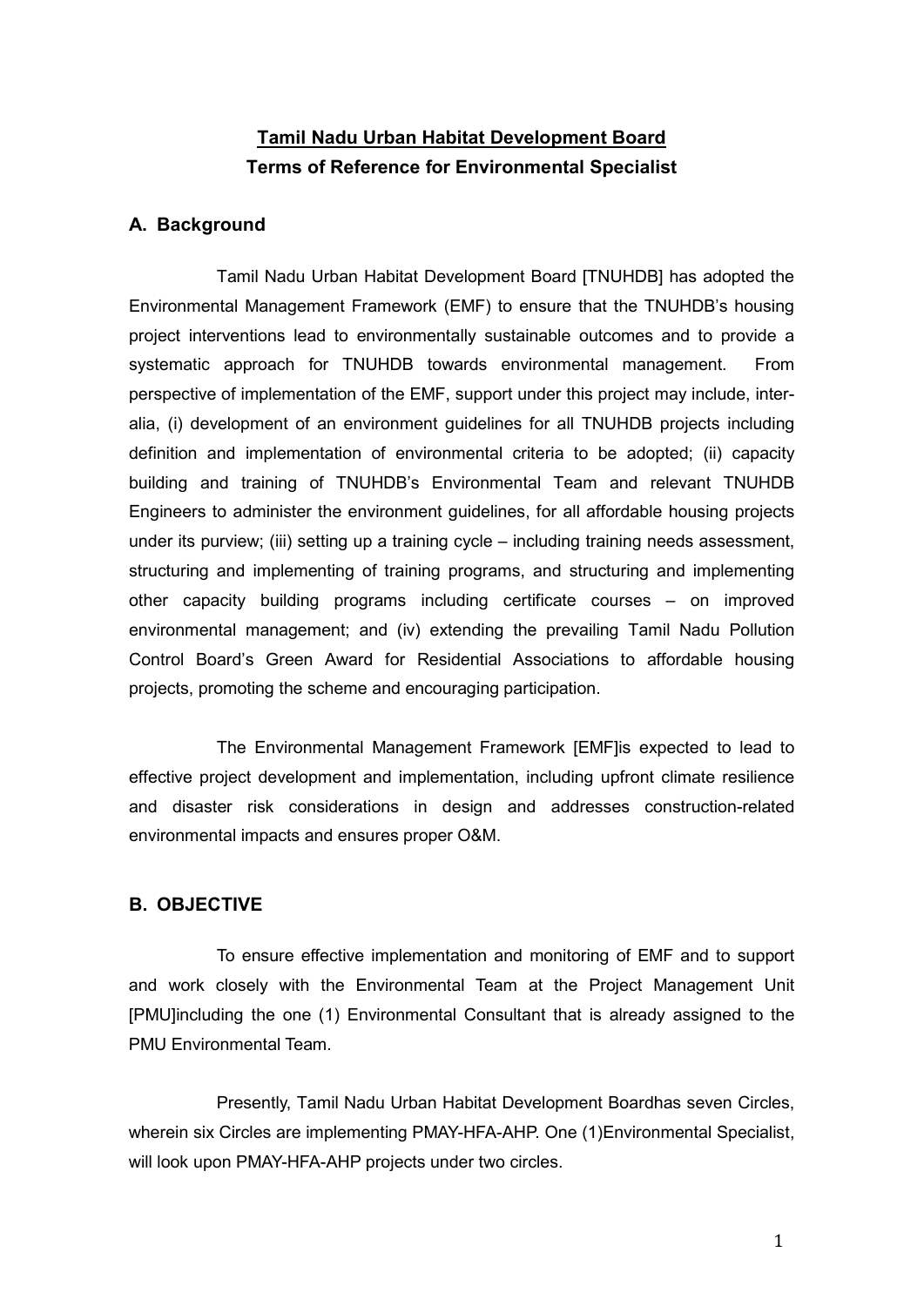# Tamil Nadu Urban Habitat Development Board

## Terms of Reference for Environmental Specialist

### A. Background

Tamil Nadu Urban Habitat Development Board [TNUHDB] has adopted the Environmental Management Framework (EMF) to ensure that the TNUHDB's housing project interventions lead to environmentally sustainable outcomes and to provide a systematic approach for TNUHDB towards environmental management. From perspective of implementation of the EMF, support under this project may include, inter-alia, (i) development of an environment guidelines for all TNUHDB projects including definition and implementation of environmental criteria to be adopted; (ii) capacity building and training of TNUHDB's Environmental Team and relevant TNUHDB Engineers to administer the environment guidelines, for all affordable housing projects under its purview; (iii) setting up a training cycle – including training needs assessment, structuring and implementing of training programs, and structuring and implementing other capacity building programs including certificate courses – on improved environmental management; and (iv) extending the prevailing Tamil Nadu Pollution Control Board's Green Award for Residential Associations to affordable housing projects, promoting the scheme and encouraging participation.

The Environmental Management Framework [EMF]is expected to lead to effective project development and implementation, including upfront climate resilience and disaster risk considerations in design and addresses construction-related environmental impacts and ensures proper O&M.

### B. OBJECTIVE

To ensure effective implementation and monitoring of EMF and to support and work closely with the Environmental Team at the Project Management Unit [PMU]including the one (1) Environmental Consultant that is already assigned to the PMU Environmental Team.

Presently, Tamil Nadu Urban Habitat Development Boardhas seven Circles, wherein six Circles are implementing PMAY-HFA-AHP. One (1)Environmental Specialist, will look upon PMAY-HFA-AHP projects under two circles.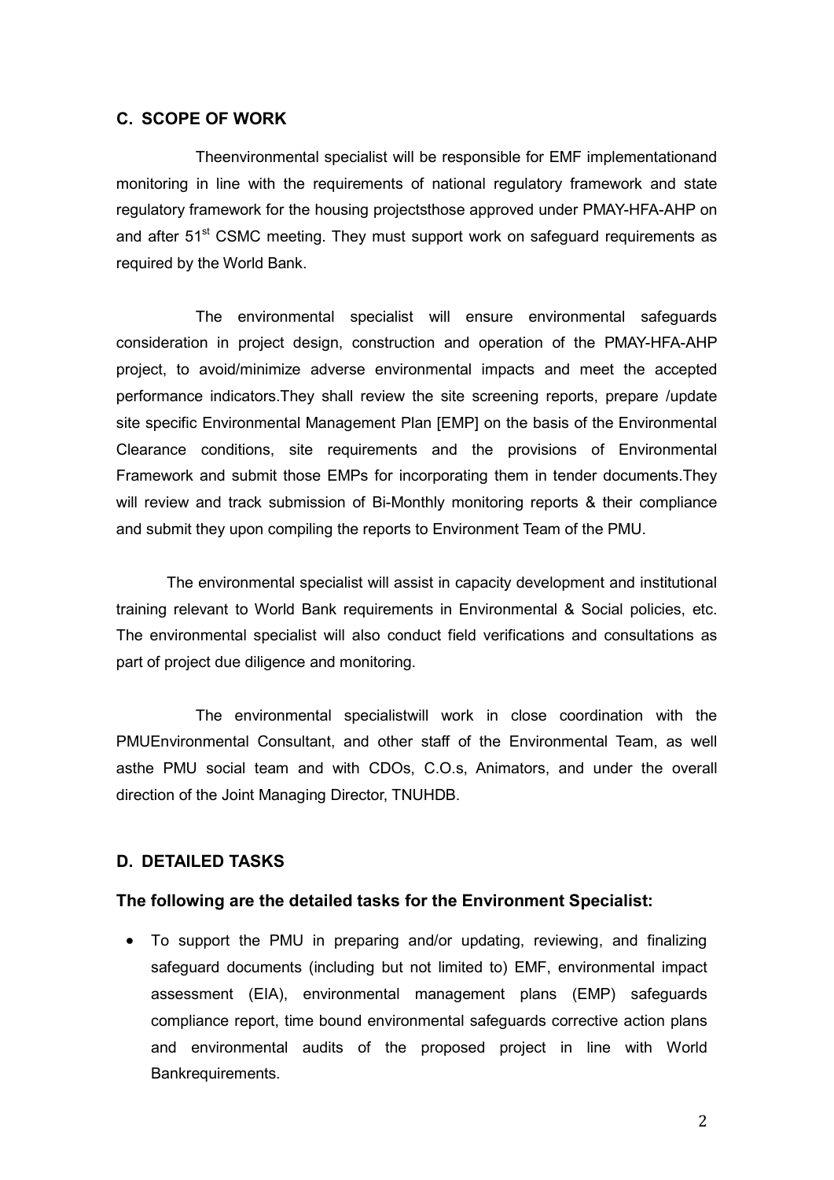## C. SCOPE OF WORK

Theenvironmental specialist will be responsible for EMF implementationand monitoring in line with the requirements of national regulatory framework and state regulatory framework for the housing projectsthose approved under PMAY-HFA-AHP on and after 51st CSMC meeting. They must support work on safeguard requirements as required by the World Bank.

The environmental specialist will ensure environmental safeguards consideration in project design, construction and operation of the PMAY-HFA-AHP project, to avoid/minimize adverse environmental impacts and meet the accepted performance indicators.They shall review the site screening reports, prepare /update site specific Environmental Management Plan [EMP] on the basis of the Environmental Clearance conditions, site requirements and the provisions of Environmental Framework and submit those EMPs for incorporating them in tender documents.They will review and track submission of Bi-Monthly monitoring reports & their compliance and submit they upon compiling the reports to Environment Team of the PMU.

The environmental specialist will assist in capacity development and institutional training relevant to World Bank requirements in Environmental & Social policies, etc. The environmental specialist will also conduct field verifications and consultations as part of project due diligence and monitoring.

The environmental specialistwill work in close coordination with the PMUEnvironmental Consultant, and other staff of the Environmental Team, as well asthe PMU social team and with CDOs, C.O.s, Animators, and under the overall direction of the Joint Managing Director, TNUHDB.

## D. DETAILED TASKS

### The following are the detailed tasks for the Environment Specialist:

- To support the PMU in preparing and/or updating, reviewing, and finalizing safeguard documents (including but not limited to) EMF, environmental impact assessment (EIA), environmental management plans (EMP) safeguards compliance report, time bound environmental safeguards corrective action plans and environmental audits of the proposed project in line with World Bankrequirements.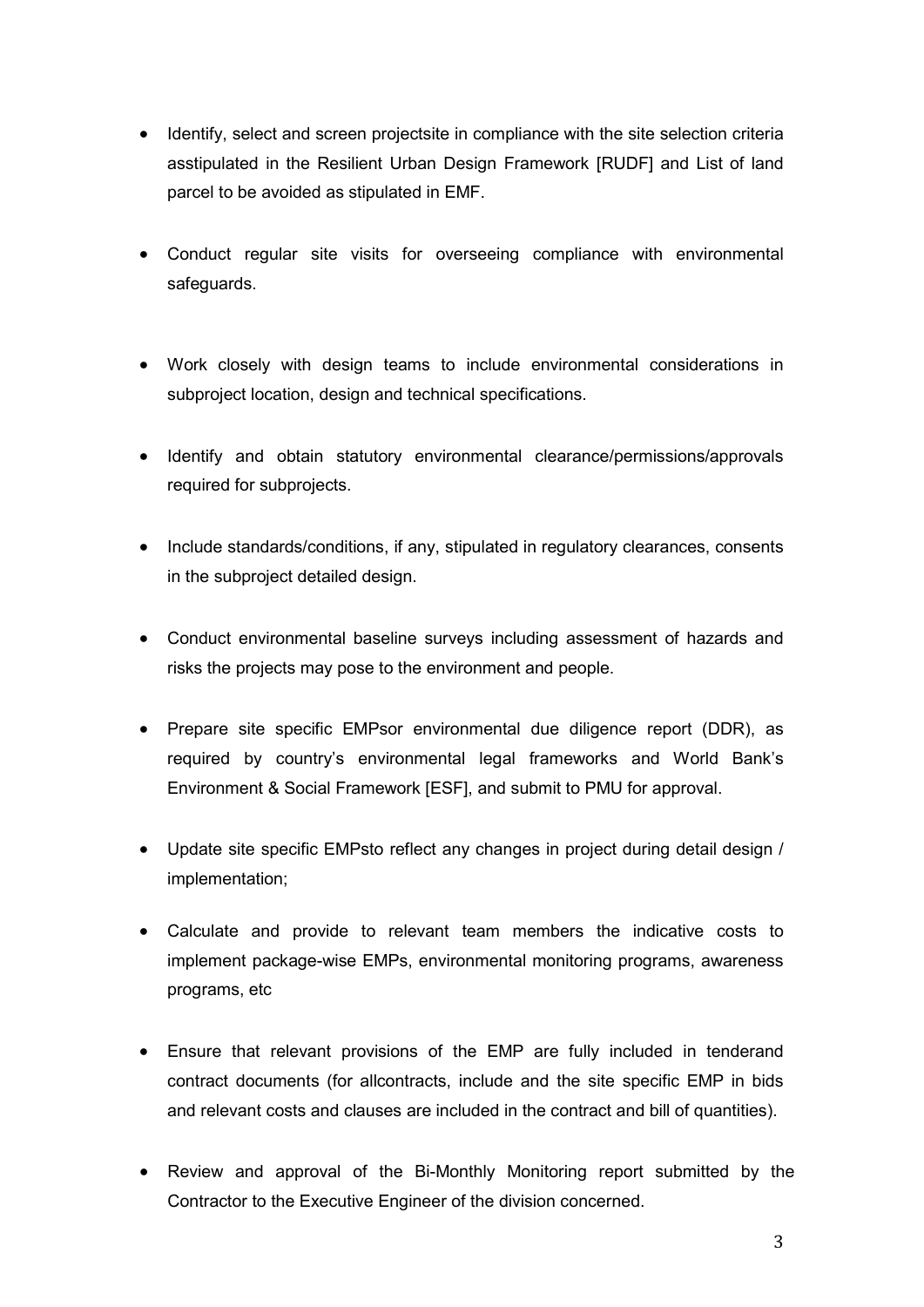- Identify, select and screen projectsite in compliance with the site selection criteria asstipulated in the Resilient Urban Design Framework [RUDF] and List of land parcel to be avoided as stipulated in EMF.
- Conduct regular site visits for overseeing compliance with environmental safeguards.
- Work closely with design teams to include environmental considerations in subproject location, design and technical specifications.
- Identify and obtain statutory environmental clearance/permissions/approvals required for subprojects.
- Include standards/conditions, if any, stipulated in regulatory clearances, consents in the subproject detailed design.
- Conduct environmental baseline surveys including assessment of hazards and risks the projects may pose to the environment and people.
- Prepare site specific EMPsor environmental due diligence report (DDR), as required by country's environmental legal frameworks and World Bank's Environment & Social Framework [ESF], and submit to PMU for approval.
- Update site specific EMPsto reflect any changes in project during detail design / implementation;
- Calculate and provide to relevant team members the indicative costs to implement package-wise EMPs, environmental monitoring programs, awareness programs, etc
- Ensure that relevant provisions of the EMP are fully included in tenderand contract documents (for allcontracts, include and the site specific EMP in bids and relevant costs and clauses are included in the contract and bill of quantities).
- Review and approval of the Bi-Monthly Monitoring report submitted by the Contractor to the Executive Engineer of the division concerned.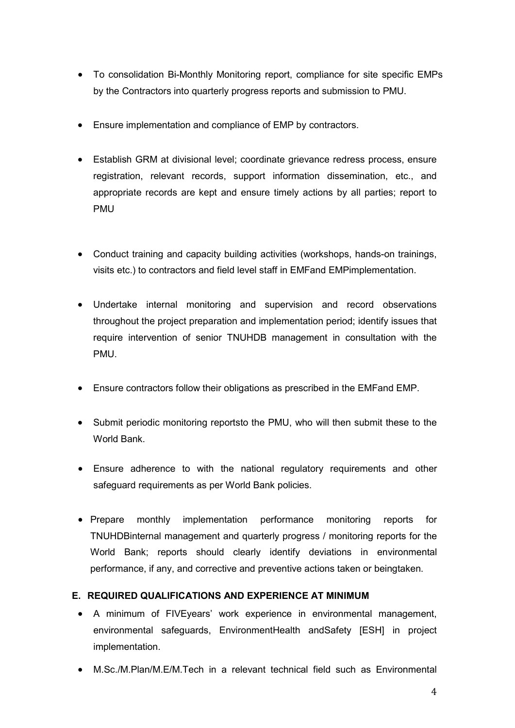- To consolidation Bi-Monthly Monitoring report, compliance for site specific EMPs by the Contractors into quarterly progress reports and submission to PMU.

- Ensure implementation and compliance of EMP by contractors.

- Establish GRM at divisional level; coordinate grievance redress process, ensure registration, relevant records, support information dissemination, etc., and appropriate records are kept and ensure timely actions by all parties; report to PMU

- Conduct training and capacity building activities (workshops, hands-on trainings, visits etc.) to contractors and field level staff in EMFand EMPimplementation.

- Undertake internal monitoring and supervision and record observations throughout the project preparation and implementation period; identify issues that require intervention of senior TNUHDB management in consultation with the PMU.

- Ensure contractors follow their obligations as prescribed in the EMFand EMP.

- Submit periodic monitoring reportsto the PMU, who will then submit these to the World Bank.

- Ensure adherence to with the national regulatory requirements and other safeguard requirements as per World Bank policies.

- Prepare monthly implementation performance monitoring reports for TNUHDBinternal management and quarterly progress / monitoring reports for the World Bank; reports should clearly identify deviations in environmental performance, if any, and corrective and preventive actions taken or beingtaken.

**E. REQUIRED QUALIFICATIONS AND EXPERIENCE AT MINIMUM**

- A minimum of FIVEyears' work experience in environmental management, environmental safeguards, EnvironmentHealth andSafety [ESH] in project implementation.

- M.Sc./M.Plan/M.E/M.Tech in a relevant technical field such as Environmental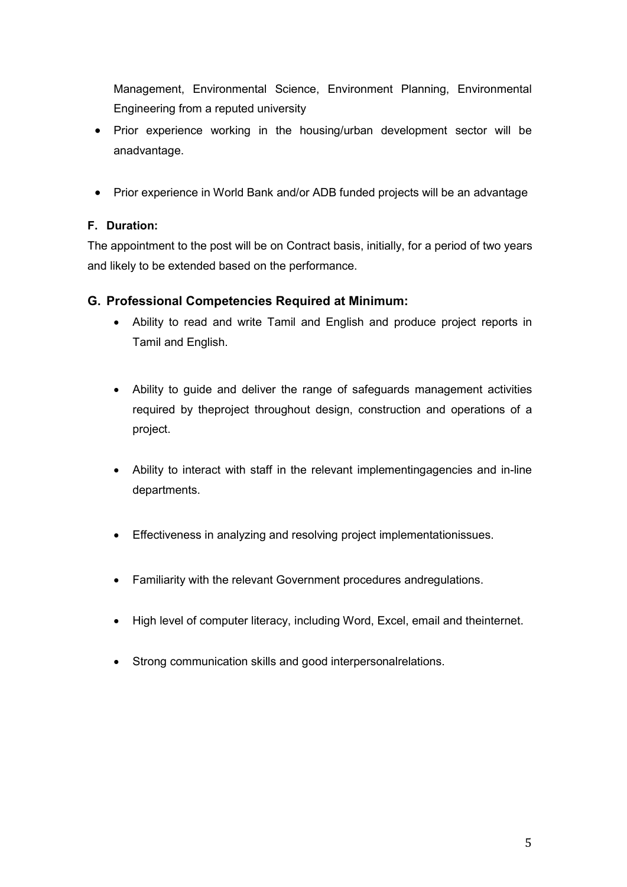Management, Environmental Science, Environment Planning, Environmental Engineering from a reputed university

- Prior experience working in the housing/urban development sector will be anadvantage.
- Prior experience in World Bank and/or ADB funded projects will be an advantage

**F. Duration:**

The appointment to the post will be on Contract basis, initially, for a period of two years and likely to be extended based on the performance.

## G. Professional Competencies Required at Minimum:

- Ability to read and write Tamil and English and produce project reports in Tamil and English.
- Ability to guide and deliver the range of safeguards management activities required by theproject throughout design, construction and operations of a project.
- Ability to interact with staff in the relevant implementingagencies and in-line departments.
- Effectiveness in analyzing and resolving project implementationissues.
- Familiarity with the relevant Government procedures andregulations.
- High level of computer literacy, including Word, Excel, email and theinternet.
- Strong communication skills and good interpersonalrelations.